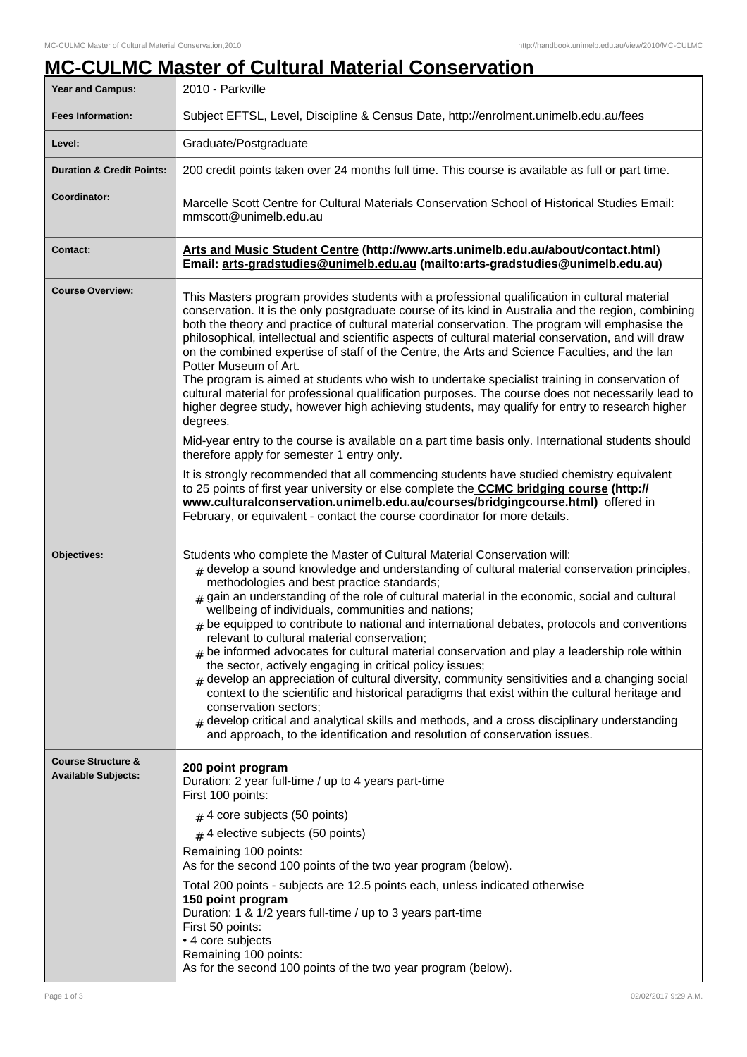# MC-CULMC Master of Cultural Material Conservation

| | |
|---|---|
| **Year and Campus:** | 2010 - Parkville |
| **Fees Information:** | Subject EFTSL, Level, Discipline & Census Date, http://enrolment.unimelb.edu.au/fees |
| **Level:** | Graduate/Postgraduate |
| **Duration & Credit Points:** | 200 credit points taken over 24 months full time. This course is available as full or part time. |
| **Coordinator:** | Marcelle Scott Centre for Cultural Materials Conservation School of Historical Studies Email: mmscott@unimelb.edu.au |
| **Contact:** | **Arts and Music Student Centre (http://www.arts.unimelb.edu.au/about/contact.html) Email: arts-gradstudies@unimelb.edu.au (mailto:arts-gradstudies@unimelb.edu.au)** |

**Course Overview:**

This Masters program provides students with a professional qualification in cultural material conservation. It is the only postgraduate course of its kind in Australia and the region, combining both the theory and practice of cultural material conservation. The program will emphasise the philosophical, intellectual and scientific aspects of cultural material conservation, and will draw on the combined expertise of staff of the Centre, the Arts and Science Faculties, and the Ian Potter Museum of Art.

The program is aimed at students who wish to undertake specialist training in conservation of cultural material for professional qualification purposes. The course does not necessarily lead to higher degree study, however high achieving students, may qualify for entry to research higher degrees.

Mid-year entry to the course is available on a part time basis only. International students should therefore apply for semester 1 entry only.

It is strongly recommended that all commencing students have studied chemistry equivalent to 25 points of first year university or else complete the **CCMC bridging course (http://www.culturalconservation.unimelb.edu.au/courses/bridgingcourse.html)** offered in February, or equivalent - contact the course coordinator for more details.

**Objectives:**

Students who complete the Master of Cultural Material Conservation will:

- develop a sound knowledge and understanding of cultural material conservation principles, methodologies and best practice standards;
- gain an understanding of the role of cultural material in the economic, social and cultural wellbeing of individuals, communities and nations;
- be equipped to contribute to national and international debates, protocols and conventions relevant to cultural material conservation;
- be informed advocates for cultural material conservation and play a leadership role within the sector, actively engaging in critical policy issues;
- develop an appreciation of cultural diversity, community sensitivities and a changing social context to the scientific and historical paradigms that exist within the cultural heritage and conservation sectors;
- develop critical and analytical skills and methods, and a cross disciplinary understanding and approach, to the identification and resolution of conservation issues.

**Course Structure & Available Subjects:**

**200 point program**

Duration: 2 year full-time / up to 4 years part-time

First 100 points:

- 4 core subjects (50 points)
- 4 elective subjects (50 points)

Remaining 100 points:

As for the second 100 points of the two year program (below).

Total 200 points - subjects are 12.5 points each, unless indicated otherwise

**150 point program**

Duration: 1 & 1/2 years full-time / up to 3 years part-time

First 50 points:

- 4 core subjects

Remaining 100 points:

As for the second 100 points of the two year program (below).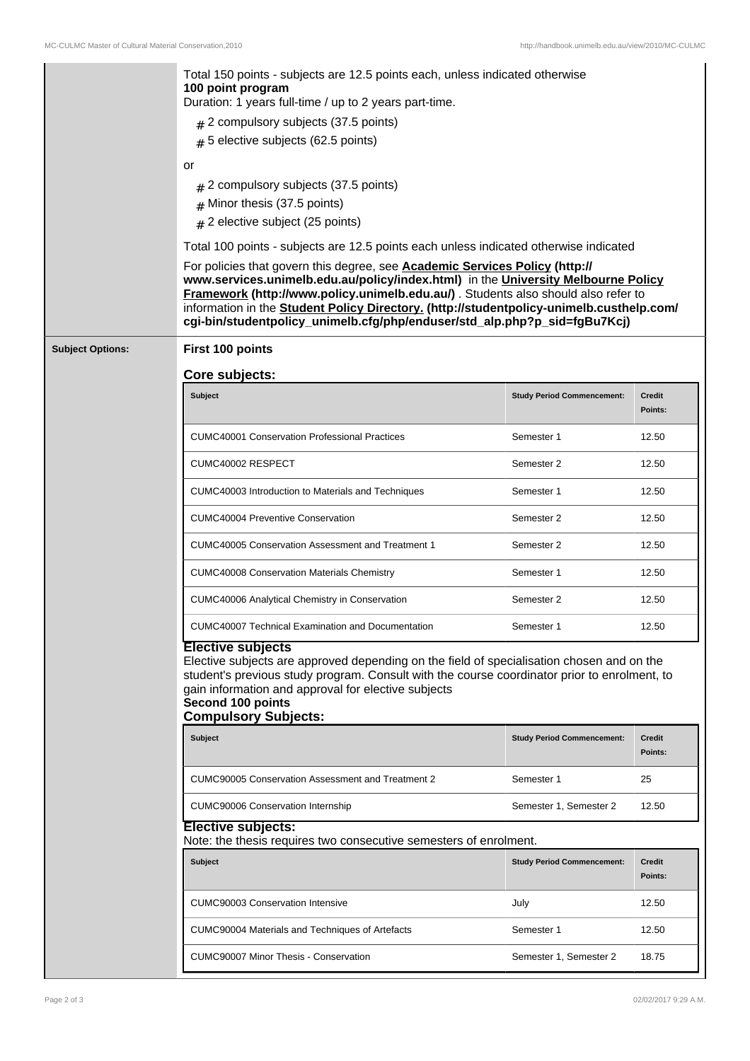Total 150 points - subjects are 12.5 points each, unless indicated otherwise

**100 point program**

Duration: 1 years full-time / up to 2 years part-time.

- 2 compulsory subjects (37.5 points)
- 5 elective subjects (62.5 points)

or

- 2 compulsory subjects (37.5 points)
- Minor thesis (37.5 points)
- 2 elective subject (25 points)

Total 100 points - subjects are 12.5 points each unless indicated otherwise indicated

For policies that govern this degree, see **Academic Services Policy (http://www.services.unimelb.edu.au/policy/index.html)** in the **University Melbourne Policy Framework (http://www.policy.unimelb.edu.au/)** . Students also should also refer to information in the **Student Policy Directory. (http://studentpolicy-unimelb.custhelp.com/cgi-bin/studentpolicy_unimelb.cfg/php/enduser/std_alp.php?p_sid=fgBu7Kcj)**

## Subject Options:

### First 100 points

### Core subjects:

| Subject | Study Period Commencement: | Credit Points: |
|---|---|---|
| CUMC40001 Conservation Professional Practices | Semester 1 | 12.50 |
| CUMC40002 RESPECT | Semester 2 | 12.50 |
| CUMC40003 Introduction to Materials and Techniques | Semester 1 | 12.50 |
| CUMC40004 Preventive Conservation | Semester 2 | 12.50 |
| CUMC40005 Conservation Assessment and Treatment 1 | Semester 2 | 12.50 |
| CUMC40008 Conservation Materials Chemistry | Semester 1 | 12.50 |
| CUMC40006 Analytical Chemistry in Conservation | Semester 2 | 12.50 |
| CUMC40007 Technical Examination and Documentation | Semester 1 | 12.50 |

### Elective subjects

Elective subjects are approved depending on the field of specialisation chosen and on the student's previous study program. Consult with the course coordinator prior to enrolment, to gain information and approval for elective subjects

### Second 100 points

### Compulsory Subjects:

| Subject | Study Period Commencement: | Credit Points: |
|---|---|---|
| CUMC90005 Conservation Assessment and Treatment 2 | Semester 1 | 25 |
| CUMC90006 Conservation Internship | Semester 1, Semester 2 | 12.50 |

### Elective subjects:

Note: the thesis requires two consecutive semesters of enrolment.

| Subject | Study Period Commencement: | Credit Points: |
|---|---|---|
| CUMC90003 Conservation Intensive | July | 12.50 |
| CUMC90004 Materials and Techniques of Artefacts | Semester 1 | 12.50 |
| CUMC90007 Minor Thesis - Conservation | Semester 1, Semester 2 | 18.75 |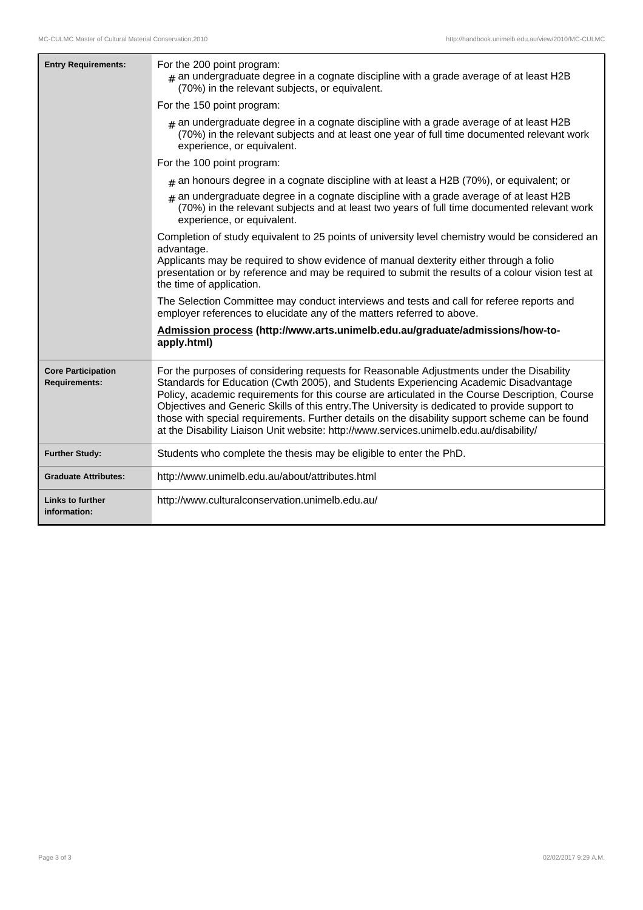| | |
|---|---|
| **Entry Requirements:** | For the 200 point program:<br># an undergraduate degree in a cognate discipline with a grade average of at least H2B (70%) in the relevant subjects, or equivalent.<br><br>For the 150 point program:<br># an undergraduate degree in a cognate discipline with a grade average of at least H2B (70%) in the relevant subjects and at least one year of full time documented relevant work experience, or equivalent.<br><br>For the 100 point program:<br># an honours degree in a cognate discipline with at least a H2B (70%), or equivalent; or<br># an undergraduate degree in a cognate discipline with a grade average of at least H2B (70%) in the relevant subjects and at least two years of full time documented relevant work experience, or equivalent.<br><br>Completion of study equivalent to 25 points of university level chemistry would be considered an advantage.<br>Applicants may be required to show evidence of manual dexterity either through a folio presentation or by reference and may be required to submit the results of a colour vision test at the time of application.<br><br>The Selection Committee may conduct interviews and tests and call for referee reports and employer references to elucidate any of the matters referred to above.<br><br>**Admission process (http://www.arts.unimelb.edu.au/graduate/admissions/how-to-apply.html)** |
| **Core Participation Requirements:** | For the purposes of considering requests for Reasonable Adjustments under the Disability Standards for Education (Cwth 2005), and Students Experiencing Academic Disadvantage Policy, academic requirements for this course are articulated in the Course Description, Course Objectives and Generic Skills of this entry.The University is dedicated to provide support to those with special requirements. Further details on the disability support scheme can be found at the Disability Liaison Unit website: http://www.services.unimelb.edu.au/disability/ |
| **Further Study:** | Students who complete the thesis may be eligible to enter the PhD. |
| **Graduate Attributes:** | http://www.unimelb.edu.au/about/attributes.html |
| **Links to further information:** | http://www.culturalconservation.unimelb.edu.au/ |